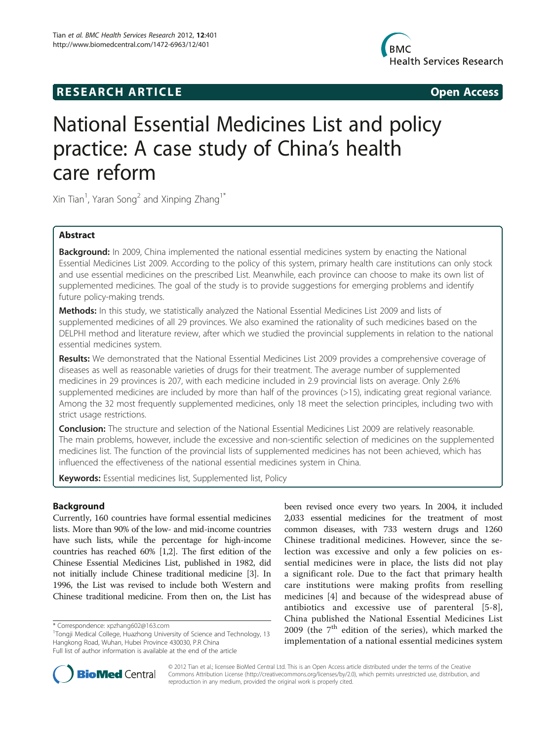**RESEARCH ARTICLE** **Open Access**

# National Essential Medicines List and policy practice: A case study of China's health care reform

Xin Tian[1], Yaran Song[2] and Xinping Zhang[1*]

## Abstract

**Background:** In 2009, China implemented the national essential medicines system by enacting the National Essential Medicines List 2009. According to the policy of this system, primary health care institutions can only stock and use essential medicines on the prescribed List. Meanwhile, each province can choose to make its own list of supplemented medicines. The goal of the study is to provide suggestions for emerging problems and identify future policy-making trends.

**Methods:** In this study, we statistically analyzed the National Essential Medicines List 2009 and lists of supplemented medicines of all 29 provinces. We also examined the rationality of such medicines based on the DELPHI method and literature review, after which we studied the provincial supplements in relation to the national essential medicines system.

**Results:** We demonstrated that the National Essential Medicines List 2009 provides a comprehensive coverage of diseases as well as reasonable varieties of drugs for their treatment. The average number of supplemented medicines in 29 provinces is 207, with each medicine included in 2.9 provincial lists on average. Only 2.6% supplemented medicines are included by more than half of the provinces (>15), indicating great regional variance. Among the 32 most frequently supplemented medicines, only 18 meet the selection principles, including two with strict usage restrictions.

**Conclusion:** The structure and selection of the National Essential Medicines List 2009 are relatively reasonable. The main problems, however, include the excessive and non-scientific selection of medicines on the supplemented medicines list. The function of the provincial lists of supplemented medicines has not been achieved, which has influenced the effectiveness of the national essential medicines system in China.

**Keywords:** Essential medicines list, Supplemented list, Policy

## Background

Currently, 160 countries have formal essential medicines lists. More than 90% of the low- and mid-income countries have such lists, while the percentage for high-income countries has reached 60% [1,2]. The first edition of the Chinese Essential Medicines List, published in 1982, did not initially include Chinese traditional medicine [3]. In 1996, the List was revised to include both Western and Chinese traditional medicine. From then on, the List has been revised once every two years. In 2004, it included 2,033 essential medicines for the treatment of most common diseases, with 733 western drugs and 1260 Chinese traditional medicines. However, since the selection was excessive and only a few policies on essential medicines were in place, the lists did not play a significant role. Due to the fact that primary health care institutions were making profits from reselling medicines [4] and because of the widespread abuse of antibiotics and excessive use of parenteral [5-8], China published the National Essential Medicines List 2009 (the 7[th] edition of the series), which marked the implementation of a national essential medicines system

\* Correspondence: xpzhang602@163.com
[1]Tongji Medical College, Huazhong University of Science and Technology, 13 Hangkong Road, Wuhan, Hubei Province 430030, P.R China
Full list of author information is available at the end of the article

© 2012 Tian et al.; licensee BioMed Central Ltd. This is an Open Access article distributed under the terms of the Creative Commons Attribution License (http://creativecommons.org/licenses/by/2.0), which permits unrestricted use, distribution, and reproduction in any medium, provided the original work is properly cited.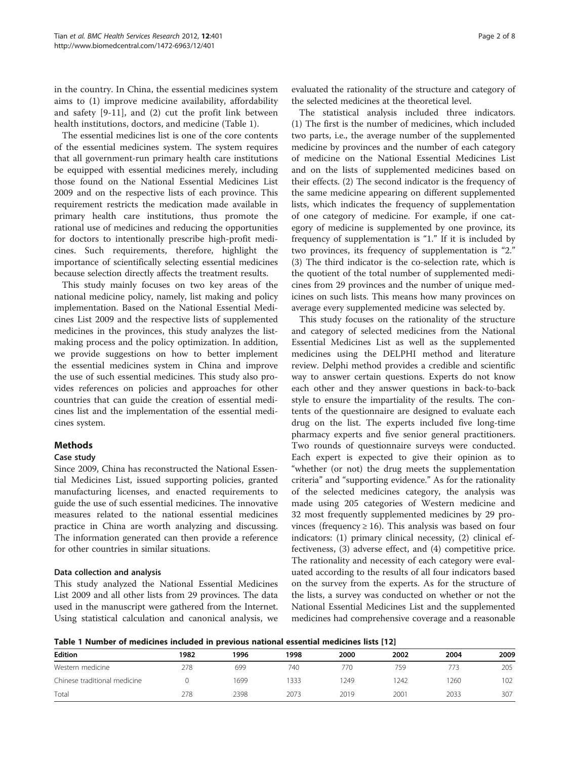in the country. In China, the essential medicines system aims to (1) improve medicine availability, affordability and safety [9-11], and (2) cut the profit link between health institutions, doctors, and medicine (Table 1).

The essential medicines list is one of the core contents of the essential medicines system. The system requires that all government-run primary health care institutions be equipped with essential medicines merely, including those found on the National Essential Medicines List 2009 and on the respective lists of each province. This requirement restricts the medication made available in primary health care institutions, thus promote the rational use of medicines and reducing the opportunities for doctors to intentionally prescribe high-profit medicines. Such requirements, therefore, highlight the importance of scientifically selecting essential medicines because selection directly affects the treatment results.

This study mainly focuses on two key areas of the national medicine policy, namely, list making and policy implementation. Based on the National Essential Medicines List 2009 and the respective lists of supplemented medicines in the provinces, this study analyzes the list-making process and the policy optimization. In addition, we provide suggestions on how to better implement the essential medicines system in China and improve the use of such essential medicines. This study also provides references on policies and approaches for other countries that can guide the creation of essential medicines list and the implementation of the essential medicines system.

## Methods

### Case study

Since 2009, China has reconstructed the National Essential Medicines List, issued supporting policies, granted manufacturing licenses, and enacted requirements to guide the use of such essential medicines. The innovative measures related to the national essential medicines practice in China are worth analyzing and discussing. The information generated can then provide a reference for other countries in similar situations.

### Data collection and analysis

This study analyzed the National Essential Medicines List 2009 and all other lists from 29 provinces. The data used in the manuscript were gathered from the Internet. Using statistical calculation and canonical analysis, we evaluated the rationality of the structure and category of the selected medicines at the theoretical level.

The statistical analysis included three indicators. (1) The first is the number of medicines, which included two parts, i.e., the average number of the supplemented medicine by provinces and the number of each category of medicine on the National Essential Medicines List and on the lists of supplemented medicines based on their effects. (2) The second indicator is the frequency of the same medicine appearing on different supplemented lists, which indicates the frequency of supplementation of one category of medicine. For example, if one category of medicine is supplemented by one province, its frequency of supplementation is "1." If it is included by two provinces, its frequency of supplementation is "2." (3) The third indicator is the co-selection rate, which is the quotient of the total number of supplemented medicines from 29 provinces and the number of unique medicines on such lists. This means how many provinces on average every supplemented medicine was selected by.

This study focuses on the rationality of the structure and category of selected medicines from the National Essential Medicines List as well as the supplemented medicines using the DELPHI method and literature review. Delphi method provides a credible and scientific way to answer certain questions. Experts do not know each other and they answer questions in back-to-back style to ensure the impartiality of the results. The contents of the questionnaire are designed to evaluate each drug on the list. The experts included five long-time pharmacy experts and five senior general practitioners. Two rounds of questionnaire surveys were conducted. Each expert is expected to give their opinion as to "whether (or not) the drug meets the supplementation criteria" and "supporting evidence." As for the rationality of the selected medicines category, the analysis was made using 205 categories of Western medicine and 32 most frequently supplemented medicines by 29 provinces (frequency ≥ 16). This analysis was based on four indicators: (1) primary clinical necessity, (2) clinical effectiveness, (3) adverse effect, and (4) competitive price. The rationality and necessity of each category were evaluated according to the results of all four indicators based on the survey from the experts. As for the structure of the lists, a survey was conducted on whether or not the National Essential Medicines List and the supplemented medicines had comprehensive coverage and a reasonable

**Table 1 Number of medicines included in previous national essential medicines lists [12]**

| Edition | 1982 | 1996 | 1998 | 2000 | 2002 | 2004 | 2009 |
|---|---|---|---|---|---|---|---|
| Western medicine | 278 | 699 | 740 | 770 | 759 | 773 | 205 |
| Chinese traditional medicine | 0 | 1699 | 1333 | 1249 | 1242 | 1260 | 102 |
| Total | 278 | 2398 | 2073 | 2019 | 2001 | 2033 | 307 |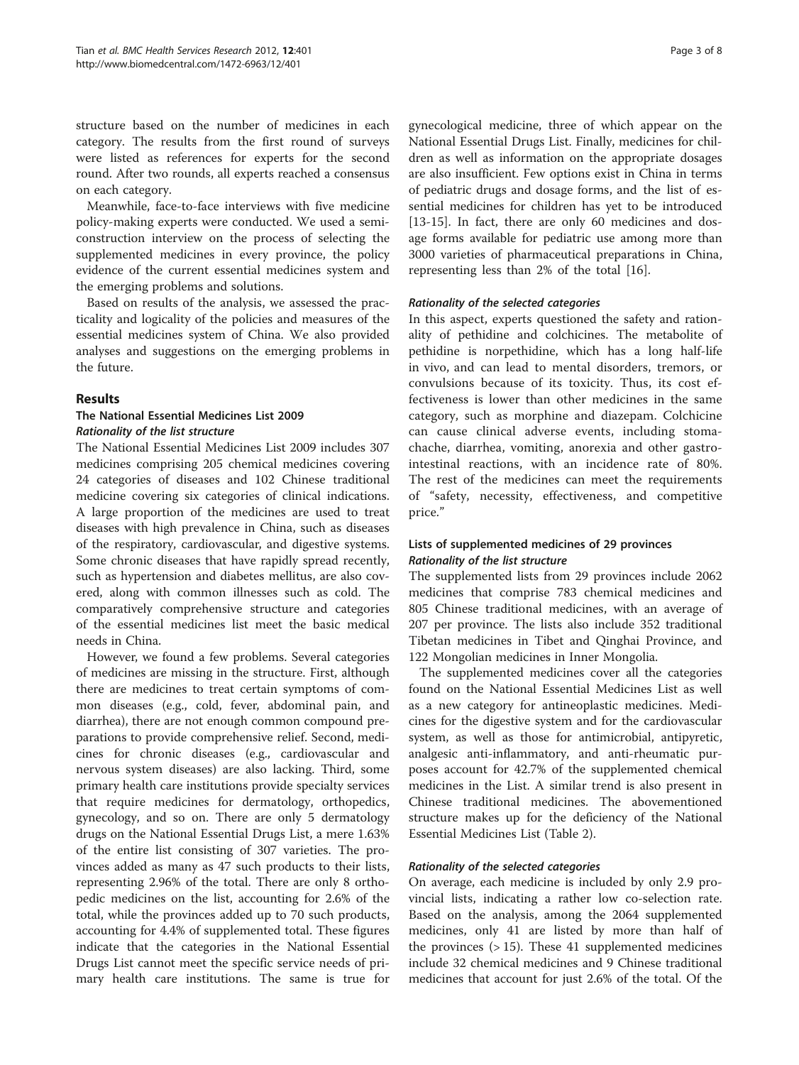structure based on the number of medicines in each category. The results from the first round of surveys were listed as references for experts for the second round. After two rounds, all experts reached a consensus on each category.

Meanwhile, face-to-face interviews with five medicine policy-making experts were conducted. We used a semi-construction interview on the process of selecting the supplemented medicines in every province, the policy evidence of the current essential medicines system and the emerging problems and solutions.

Based on results of the analysis, we assessed the practicality and logicality of the policies and measures of the essential medicines system of China. We also provided analyses and suggestions on the emerging problems in the future.

## Results

### The National Essential Medicines List 2009

#### *Rationality of the list structure*

The National Essential Medicines List 2009 includes 307 medicines comprising 205 chemical medicines covering 24 categories of diseases and 102 Chinese traditional medicine covering six categories of clinical indications. A large proportion of the medicines are used to treat diseases with high prevalence in China, such as diseases of the respiratory, cardiovascular, and digestive systems. Some chronic diseases that have rapidly spread recently, such as hypertension and diabetes mellitus, are also covered, along with common illnesses such as cold. The comparatively comprehensive structure and categories of the essential medicines list meet the basic medical needs in China.

However, we found a few problems. Several categories of medicines are missing in the structure. First, although there are medicines to treat certain symptoms of common diseases (e.g., cold, fever, abdominal pain, and diarrhea), there are not enough common compound preparations to provide comprehensive relief. Second, medicines for chronic diseases (e.g., cardiovascular and nervous system diseases) are also lacking. Third, some primary health care institutions provide specialty services that require medicines for dermatology, orthopedics, gynecology, and so on. There are only 5 dermatology drugs on the National Essential Drugs List, a mere 1.63% of the entire list consisting of 307 varieties. The provinces added as many as 47 such products to their lists, representing 2.96% of the total. There are only 8 orthopedic medicines on the list, accounting for 2.6% of the total, while the provinces added up to 70 such products, accounting for 4.4% of supplemented total. These figures indicate that the categories in the National Essential Drugs List cannot meet the specific service needs of primary health care institutions. The same is true for gynecological medicine, three of which appear on the National Essential Drugs List. Finally, medicines for children as well as information on the appropriate dosages are also insufficient. Few options exist in China in terms of pediatric drugs and dosage forms, and the list of essential medicines for children has yet to be introduced [13-15]. In fact, there are only 60 medicines and dosage forms available for pediatric use among more than 3000 varieties of pharmaceutical preparations in China, representing less than 2% of the total [16].

#### *Rationality of the selected categories*

In this aspect, experts questioned the safety and rationality of pethidine and colchicines. The metabolite of pethidine is norpethidine, which has a long half-life in vivo, and can lead to mental disorders, tremors, or convulsions because of its toxicity. Thus, its cost effectiveness is lower than other medicines in the same category, such as morphine and diazepam. Colchicine can cause clinical adverse events, including stomachache, diarrhea, vomiting, anorexia and other gastrointestinal reactions, with an incidence rate of 80%. The rest of the medicines can meet the requirements of "safety, necessity, effectiveness, and competitive price."

### Lists of supplemented medicines of 29 provinces

#### *Rationality of the list structure*

The supplemented lists from 29 provinces include 2062 medicines that comprise 783 chemical medicines and 805 Chinese traditional medicines, with an average of 207 per province. The lists also include 352 traditional Tibetan medicines in Tibet and Qinghai Province, and 122 Mongolian medicines in Inner Mongolia.

The supplemented medicines cover all the categories found on the National Essential Medicines List as well as a new category for antineoplastic medicines. Medicines for the digestive system and for the cardiovascular system, as well as those for antimicrobial, antipyretic, analgesic anti-inflammatory, and anti-rheumatic purposes account for 42.7% of the supplemented chemical medicines in the List. A similar trend is also present in Chinese traditional medicines. The abovementioned structure makes up for the deficiency of the National Essential Medicines List (Table 2).

#### *Rationality of the selected categories*

On average, each medicine is included by only 2.9 provincial lists, indicating a rather low co-selection rate. Based on the analysis, among the 2064 supplemented medicines, only 41 are listed by more than half of the provinces (> 15). These 41 supplemented medicines include 32 chemical medicines and 9 Chinese traditional medicines that account for just 2.6% of the total. Of the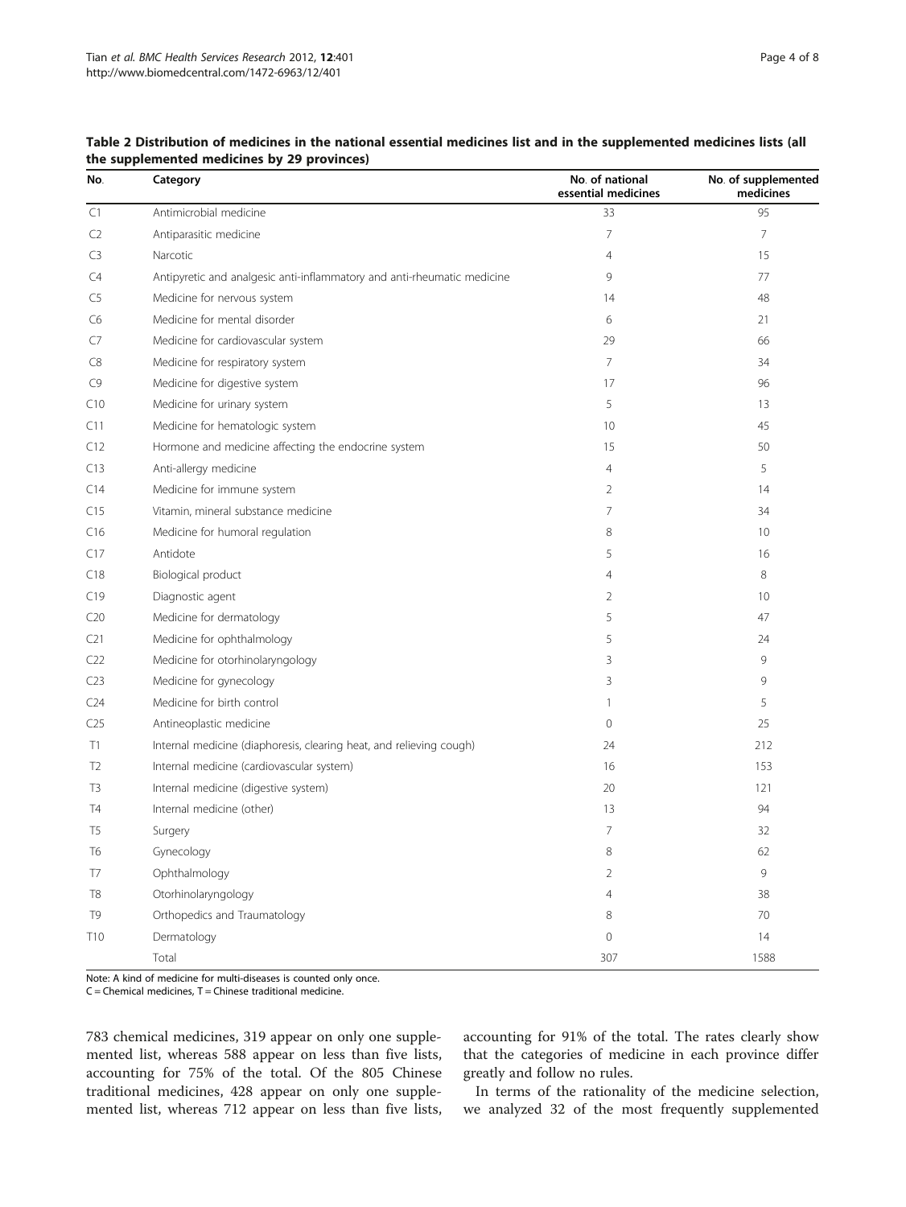**Table 2 Distribution of medicines in the national essential medicines list and in the supplemented medicines lists (all the supplemented medicines by 29 provinces)**

| No. | Category | No. of national essential medicines | No. of supplemented medicines |
|---|---|---|---|
| C1 | Antimicrobial medicine | 33 | 95 |
| C2 | Antiparasitic medicine | 7 | 7 |
| C3 | Narcotic | 4 | 15 |
| C4 | Antipyretic and analgesic anti-inflammatory and anti-rheumatic medicine | 9 | 77 |
| C5 | Medicine for nervous system | 14 | 48 |
| C6 | Medicine for mental disorder | 6 | 21 |
| C7 | Medicine for cardiovascular system | 29 | 66 |
| C8 | Medicine for respiratory system | 7 | 34 |
| C9 | Medicine for digestive system | 17 | 96 |
| C10 | Medicine for urinary system | 5 | 13 |
| C11 | Medicine for hematologic system | 10 | 45 |
| C12 | Hormone and medicine affecting the endocrine system | 15 | 50 |
| C13 | Anti-allergy medicine | 4 | 5 |
| C14 | Medicine for immune system | 2 | 14 |
| C15 | Vitamin, mineral substance medicine | 7 | 34 |
| C16 | Medicine for humoral regulation | 8 | 10 |
| C17 | Antidote | 5 | 16 |
| C18 | Biological product | 4 | 8 |
| C19 | Diagnostic agent | 2 | 10 |
| C20 | Medicine for dermatology | 5 | 47 |
| C21 | Medicine for ophthalmology | 5 | 24 |
| C22 | Medicine for otorhinolaryngology | 3 | 9 |
| C23 | Medicine for gynecology | 3 | 9 |
| C24 | Medicine for birth control | 1 | 5 |
| C25 | Antineoplastic medicine | 0 | 25 |
| T1 | Internal medicine (diaphoresis, clearing heat, and relieving cough) | 24 | 212 |
| T2 | Internal medicine (cardiovascular system) | 16 | 153 |
| T3 | Internal medicine (digestive system) | 20 | 121 |
| T4 | Internal medicine (other) | 13 | 94 |
| T5 | Surgery | 7 | 32 |
| T6 | Gynecology | 8 | 62 |
| T7 | Ophthalmology | 2 | 9 |
| T8 | Otorhinolaryngology | 4 | 38 |
| T9 | Orthopedics and Traumatology | 8 | 70 |
| T10 | Dermatology | 0 | 14 |
| | Total | 307 | 1588 |

Note: A kind of medicine for multi-diseases is counted only once.
C = Chemical medicines, T = Chinese traditional medicine.

783 chemical medicines, 319 appear on only one supplemented list, whereas 588 appear on less than five lists, accounting for 75% of the total. Of the 805 Chinese traditional medicines, 428 appear on only one supplemented list, whereas 712 appear on less than five lists, accounting for 91% of the total. The rates clearly show that the categories of medicine in each province differ greatly and follow no rules.

In terms of the rationality of the medicine selection, we analyzed 32 of the most frequently supplemented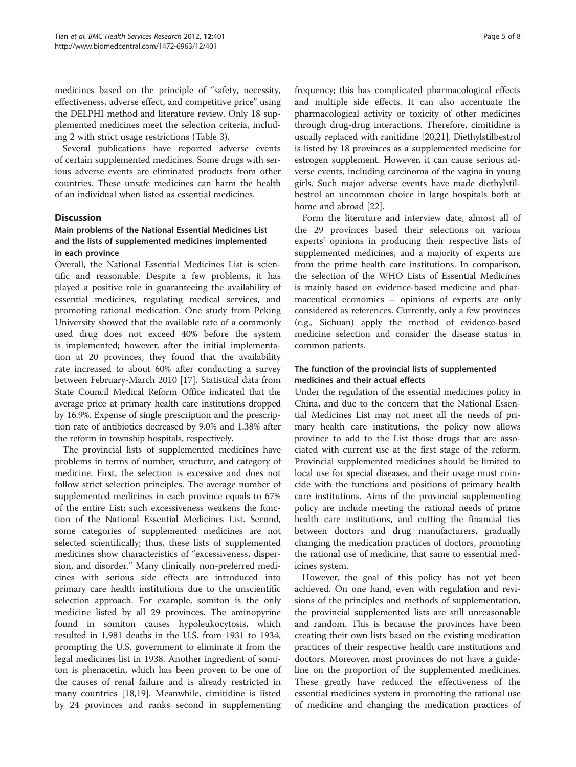medicines based on the principle of "safety, necessity, effectiveness, adverse effect, and competitive price" using the DELPHI method and literature review. Only 18 supplemented medicines meet the selection criteria, including 2 with strict usage restrictions (Table 3).

Several publications have reported adverse events of certain supplemented medicines. Some drugs with serious adverse events are eliminated products from other countries. These unsafe medicines can harm the health of an individual when listed as essential medicines.

## Discussion

### Main problems of the National Essential Medicines List and the lists of supplemented medicines implemented in each province

Overall, the National Essential Medicines List is scientific and reasonable. Despite a few problems, it has played a positive role in guaranteeing the availability of essential medicines, regulating medical services, and promoting rational medication. One study from Peking University showed that the available rate of a commonly used drug does not exceed 40% before the system is implemented; however, after the initial implementation at 20 provinces, they found that the availability rate increased to about 60% after conducting a survey between February-March 2010 [17]. Statistical data from State Council Medical Reform Office indicated that the average price at primary health care institutions dropped by 16.9%. Expense of single prescription and the prescription rate of antibiotics decreased by 9.0% and 1.38% after the reform in township hospitals, respectively.

The provincial lists of supplemented medicines have problems in terms of number, structure, and category of medicine. First, the selection is excessive and does not follow strict selection principles. The average number of supplemented medicines in each province equals to 67% of the entire List; such excessiveness weakens the function of the National Essential Medicines List. Second, some categories of supplemented medicines are not selected scientifically; thus, these lists of supplemented medicines show characteristics of "excessiveness, dispersion, and disorder." Many clinically non-preferred medicines with serious side effects are introduced into primary care health institutions due to the unscientific selection approach. For example, somiton is the only medicine listed by all 29 provinces. The aminopyrine found in somiton causes hypoleukocytosis, which resulted in 1,981 deaths in the U.S. from 1931 to 1934, prompting the U.S. government to eliminate it from the legal medicines list in 1938. Another ingredient of somiton is phenacetin, which has been proven to be one of the causes of renal failure and is already restricted in many countries [18,19]. Meanwhile, cimitidine is listed by 24 provinces and ranks second in supplementing frequency; this has complicated pharmacological effects and multiple side effects. It can also accentuate the pharmacological activity or toxicity of other medicines through drug-drug interactions. Therefore, cimitidine is usually replaced with ranitidine [20,21]. Diethylstilbestrol is listed by 18 provinces as a supplemented medicine for estrogen supplement. However, it can cause serious adverse events, including carcinoma of the vagina in young girls. Such major adverse events have made diethylstilbestrol an uncommon choice in large hospitals both at home and abroad [22].

Form the literature and interview date, almost all of the 29 provinces based their selections on various experts' opinions in producing their respective lists of supplemented medicines, and a majority of experts are from the prime health care institutions. In comparison, the selection of the WHO Lists of Essential Medicines is mainly based on evidence-based medicine and pharmaceutical economics – opinions of experts are only considered as references. Currently, only a few provinces (e.g., Sichuan) apply the method of evidence-based medicine selection and consider the disease status in common patients.

### The function of the provincial lists of supplemented medicines and their actual effects

Under the regulation of the essential medicines policy in China, and due to the concern that the National Essential Medicines List may not meet all the needs of primary health care institutions, the policy now allows province to add to the List those drugs that are associated with current use at the first stage of the reform. Provincial supplemented medicines should be limited to local use for special diseases, and their usage must coincide with the functions and positions of primary health care institutions. Aims of the provincial supplementing policy are include meeting the rational needs of prime health care institutions, and cutting the financial ties between doctors and drug manufacturers, gradually changing the medication practices of doctors, promoting the rational use of medicine, that same to essential medicines system.

However, the goal of this policy has not yet been achieved. On one hand, even with regulation and revisions of the principles and methods of supplementation, the provincial supplemented lists are still unreasonable and random. This is because the provinces have been creating their own lists based on the existing medication practices of their respective health care institutions and doctors. Moreover, most provinces do not have a guideline on the proportion of the supplemented medicines. These greatly have reduced the effectiveness of the essential medicines system in promoting the rational use of medicine and changing the medication practices of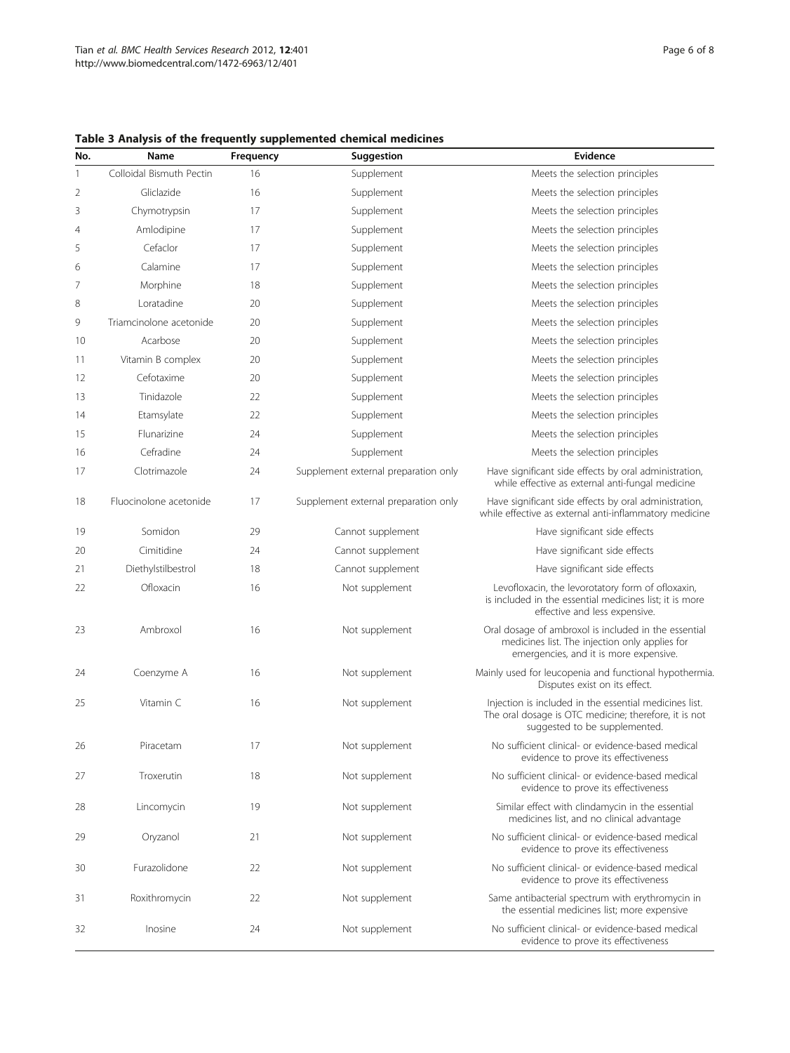**Table 3 Analysis of the frequently supplemented chemical medicines**

| No. | Name | Frequency | Suggestion | Evidence |
|---|---|---|---|---|
| 1 | Colloidal Bismuth Pectin | 16 | Supplement | Meets the selection principles |
| 2 | Gliclazide | 16 | Supplement | Meets the selection principles |
| 3 | Chymotrypsin | 17 | Supplement | Meets the selection principles |
| 4 | Amlodipine | 17 | Supplement | Meets the selection principles |
| 5 | Cefaclor | 17 | Supplement | Meets the selection principles |
| 6 | Calamine | 17 | Supplement | Meets the selection principles |
| 7 | Morphine | 18 | Supplement | Meets the selection principles |
| 8 | Loratadine | 20 | Supplement | Meets the selection principles |
| 9 | Triamcinolone acetonide | 20 | Supplement | Meets the selection principles |
| 10 | Acarbose | 20 | Supplement | Meets the selection principles |
| 11 | Vitamin B complex | 20 | Supplement | Meets the selection principles |
| 12 | Cefotaxime | 20 | Supplement | Meets the selection principles |
| 13 | Tinidazole | 22 | Supplement | Meets the selection principles |
| 14 | Etamsylate | 22 | Supplement | Meets the selection principles |
| 15 | Flunarizine | 24 | Supplement | Meets the selection principles |
| 16 | Cefradine | 24 | Supplement | Meets the selection principles |
| 17 | Clotrimazole | 24 | Supplement external preparation only | Have significant side effects by oral administration, while effective as external anti-fungal medicine |
| 18 | Fluocinolone acetonide | 17 | Supplement external preparation only | Have significant side effects by oral administration, while effective as external anti-inflammatory medicine |
| 19 | Somidon | 29 | Cannot supplement | Have significant side effects |
| 20 | Cimitidine | 24 | Cannot supplement | Have significant side effects |
| 21 | Diethylstilbestrol | 18 | Cannot supplement | Have significant side effects |
| 22 | Ofloxacin | 16 | Not supplement | Levofloxacin, the levorotatory form of ofloxacin, is included in the essential medicines list; it is more effective and less expensive. |
| 23 | Ambroxol | 16 | Not supplement | Oral dosage of ambroxol is included in the essential medicines list. The injection only applies for emergencies, and it is more expensive. |
| 24 | Coenzyme A | 16 | Not supplement | Mainly used for leucopenia and functional hypothermia. Disputes exist on its effect. |
| 25 | Vitamin C | 16 | Not supplement | Injection is included in the essential medicines list. The oral dosage is OTC medicine; therefore, it is not suggested to be supplemented. |
| 26 | Piracetam | 17 | Not supplement | No sufficient clinical- or evidence-based medical evidence to prove its effectiveness |
| 27 | Troxerutin | 18 | Not supplement | No sufficient clinical- or evidence-based medical evidence to prove its effectiveness |
| 28 | Lincomycin | 19 | Not supplement | Similar effect with clindamycin in the essential medicines list, and no clinical advantage |
| 29 | Oryzanol | 21 | Not supplement | No sufficient clinical- or evidence-based medical evidence to prove its effectiveness |
| 30 | Furazolidone | 22 | Not supplement | No sufficient clinical- or evidence-based medical evidence to prove its effectiveness |
| 31 | Roxithromycin | 22 | Not supplement | Same antibacterial spectrum with erythromycin in the essential medicines list; more expensive |
| 32 | Inosine | 24 | Not supplement | No sufficient clinical- or evidence-based medical evidence to prove its effectiveness |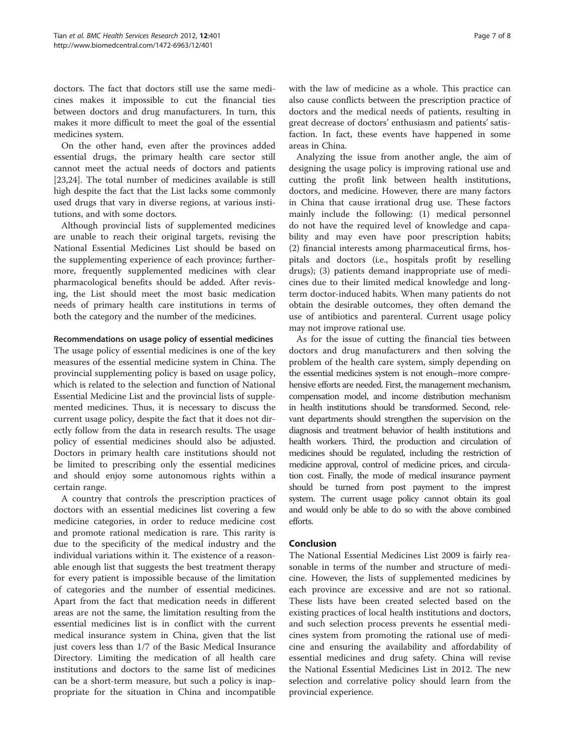doctors. The fact that doctors still use the same medicines makes it impossible to cut the financial ties between doctors and drug manufacturers. In turn, this makes it more difficult to meet the goal of the essential medicines system.

On the other hand, even after the provinces added essential drugs, the primary health care sector still cannot meet the actual needs of doctors and patients [23,24]. The total number of medicines available is still high despite the fact that the List lacks some commonly used drugs that vary in diverse regions, at various institutions, and with some doctors.

Although provincial lists of supplemented medicines are unable to reach their original targets, revising the National Essential Medicines List should be based on the supplementing experience of each province; furthermore, frequently supplemented medicines with clear pharmacological benefits should be added. After revising, the List should meet the most basic medication needs of primary health care institutions in terms of both the category and the number of the medicines.

#### Recommendations on usage policy of essential medicines

The usage policy of essential medicines is one of the key measures of the essential medicine system in China. The provincial supplementing policy is based on usage policy, which is related to the selection and function of National Essential Medicine List and the provincial lists of supplemented medicines. Thus, it is necessary to discuss the current usage policy, despite the fact that it does not directly follow from the data in research results. The usage policy of essential medicines should also be adjusted. Doctors in primary health care institutions should not be limited to prescribing only the essential medicines and should enjoy some autonomous rights within a certain range.

A country that controls the prescription practices of doctors with an essential medicines list covering a few medicine categories, in order to reduce medicine cost and promote rational medication is rare. This rarity is due to the specificity of the medical industry and the individual variations within it. The existence of a reasonable enough list that suggests the best treatment therapy for every patient is impossible because of the limitation of categories and the number of essential medicines. Apart from the fact that medication needs in different areas are not the same, the limitation resulting from the essential medicines list is in conflict with the current medical insurance system in China, given that the list just covers less than 1/7 of the Basic Medical Insurance Directory. Limiting the medication of all health care institutions and doctors to the same list of medicines can be a short-term measure, but such a policy is inappropriate for the situation in China and incompatible with the law of medicine as a whole. This practice can also cause conflicts between the prescription practice of doctors and the medical needs of patients, resulting in great decrease of doctors' enthusiasm and patients' satisfaction. In fact, these events have happened in some areas in China.

Analyzing the issue from another angle, the aim of designing the usage policy is improving rational use and cutting the profit link between health institutions, doctors, and medicine. However, there are many factors in China that cause irrational drug use. These factors mainly include the following: (1) medical personnel do not have the required level of knowledge and capability and may even have poor prescription habits; (2) financial interests among pharmaceutical firms, hospitals and doctors (i.e., hospitals profit by reselling drugs); (3) patients demand inappropriate use of medicines due to their limited medical knowledge and long-term doctor-induced habits. When many patients do not obtain the desirable outcomes, they often demand the use of antibiotics and parenteral. Current usage policy may not improve rational use.

As for the issue of cutting the financial ties between doctors and drug manufacturers and then solving the problem of the health care system, simply depending on the essential medicines system is not enough–more comprehensive efforts are needed. First, the management mechanism, compensation model, and income distribution mechanism in health institutions should be transformed. Second, relevant departments should strengthen the supervision on the diagnosis and treatment behavior of health institutions and health workers. Third, the production and circulation of medicines should be regulated, including the restriction of medicine approval, control of medicine prices, and circulation cost. Finally, the mode of medical insurance payment should be turned from post payment to the imprest system. The current usage policy cannot obtain its goal and would only be able to do so with the above combined efforts.

## Conclusion

The National Essential Medicines List 2009 is fairly reasonable in terms of the number and structure of medicine. However, the lists of supplemented medicines by each province are excessive and are not so rational. These lists have been created selected based on the existing practices of local health institutions and doctors, and such selection process prevents he essential medicines system from promoting the rational use of medicine and ensuring the availability and affordability of essential medicines and drug safety. China will revise the National Essential Medicines List in 2012. The new selection and correlative policy should learn from the provincial experience.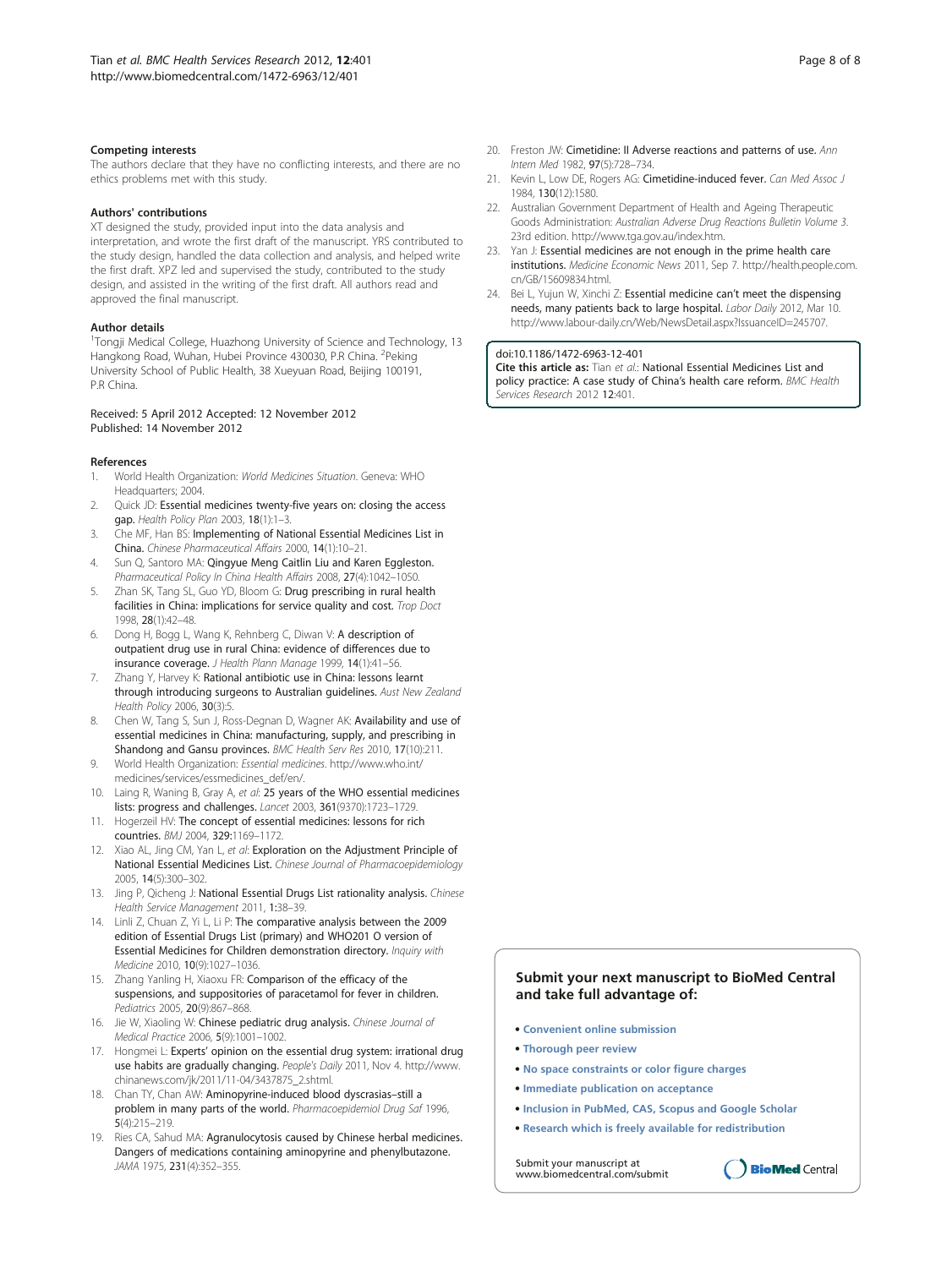### Competing interests

The authors declare that they have no conflicting interests, and there are no ethics problems met with this study.

### Authors' contributions

XT designed the study, provided input into the data analysis and interpretation, and wrote the first draft of the manuscript. YRS contributed to the study design, handled the data collection and analysis, and helped write the first draft. XPZ led and supervised the study, contributed to the study design, and assisted in the writing of the first draft. All authors read and approved the final manuscript.

### Author details

[1]Tongji Medical College, Huazhong University of Science and Technology, 13 Hangkong Road, Wuhan, Hubei Province 430030, P.R China. [2]Peking University School of Public Health, 38 Xueyuan Road, Beijing 100191, P.R China.

Received: 5 April 2012 Accepted: 12 November 2012
Published: 14 November 2012

### References

1. World Health Organization: *World Medicines Situation*. Geneva: WHO Headquarters; 2004.
2. Quick JD: **Essential medicines twenty-five years on: closing the access gap.** *Health Policy Plan* 2003, **18**(1):1–3.
3. Che MF, Han BS: **Implementing of National Essential Medicines List in China.** *Chinese Pharmaceutical Affairs* 2000, **14**(1):10–21.
4. Sun Q, Santoro MA: **Qingyue Meng Caitlin Liu and Karen Eggleston.** *Pharmaceutical Policy In China Health Affairs* 2008, **27**(4):1042–1050.
5. Zhan SK, Tang SL, Guo YD, Bloom G: **Drug prescribing in rural health facilities in China: implications for service quality and cost.** *Trop Doct* 1998, **28**(1):42–48.
6. Dong H, Bogg L, Wang K, Rehnberg C, Diwan V: **A description of outpatient drug use in rural China: evidence of differences due to insurance coverage.** *J Health Plann Manage* 1999, **14**(1):41–56.
7. Zhang Y, Harvey K: **Rational antibiotic use in China: lessons learnt through introducing surgeons to Australian guidelines.** *Aust New Zealand Health Policy* 2006, **30**(3):5.
8. Chen W, Tang S, Sun J, Ross-Degnan D, Wagner AK: **Availability and use of essential medicines in China: manufacturing, supply, and prescribing in Shandong and Gansu provinces.** *BMC Health Serv Res* 2010, **17**(10):211.
9. World Health Organization: *Essential medicines*. http://www.who.int/medicines/services/essmedicines_def/en/.
10. Laing R, Waning B, Gray A, *et al*: **25 years of the WHO essential medicines lists: progress and challenges.** *Lancet* 2003, **361**(9370):1723–1729.
11. Hogerzeil HV: **The concept of essential medicines: lessons for rich countries.** *BMJ* 2004, **329**:1169–1172.
12. Xiao AL, Jing CM, Yan L, *et al*: **Exploration on the Adjustment Principle of National Essential Medicines List.** *Chinese Journal of Pharmacoepidemiology* 2005, **14**(5):300–302.
13. Jing P, Qicheng J: **National Essential Drugs List rationality analysis.** *Chinese Health Service Management* 2011, **1**:38–39.
14. Linli Z, Chuan Z, Yi L, Li P: **The comparative analysis between the 2009 edition of Essential Drugs List (primary) and WHO201 O version of Essential Medicines for Children demonstration directory.** *Inquiry with Medicine* 2010, **10**(9):1027–1036.
15. Zhang Yanling H, Xiaoxu FR: **Comparison of the efficacy of the suspensions, and suppositories of paracetamol for fever in children.** *Pediatrics* 2005, **20**(9):867–868.
16. Jie W, Xiaoling W: **Chinese pediatric drug analysis.** *Chinese Journal of Medical Practice* 2006, **5**(9):1001–1002.
17. Hongmei L: **Experts' opinion on the essential drug system: irrational drug use habits are gradually changing.** *People's Daily* 2011, Nov 4. http://www.chinanews.com/jk/2011/11-04/3437875_2.shtml.
18. Chan TY, Chan AW: **Aminopyrine-induced blood dyscrasias–still a problem in many parts of the world.** *Pharmacoepidemiol Drug Saf* 1996, **5**(4):215–219.
19. Ries CA, Sahud MA: **Agranulocytosis caused by Chinese herbal medicines. Dangers of medications containing aminopyrine and phenylbutazone.** *JAMA* 1975, **231**(4):352–355.
20. Freston JW: **Cimetidine: II Adverse reactions and patterns of use.** *Ann Intern Med* 1982, **97**(5):728–734.
21. Kevin L, Low DE, Rogers AG: **Cimetidine-induced fever.** *Can Med Assoc J* 1984, **130**(12):1580.
22. Australian Government Department of Health and Ageing Therapeutic Goods Administration: *Australian Adverse Drug Reactions Bulletin Volume 3*. 23rd edition. http://www.tga.gov.au/index.htm.
23. Yan J: **Essential medicines are not enough in the prime health care institutions.** *Medicine Economic News* 2011, Sep 7. http://health.people.com.cn/GB/15609834.html.
24. Bei L, Yujun W, Xinchi Z: **Essential medicine can't meet the dispensing needs, many patients back to large hospital.** *Labor Daily* 2012, Mar 10. http://www.labour-daily.cn/Web/NewsDetail.aspx?IssuanceID=245707.

doi:10.1186/1472-6963-12-401
**Cite this article as:** Tian *et al.*: National Essential Medicines List and policy practice: A case study of China's health care reform. *BMC Health Services Research* 2012 **12**:401.

**Submit your next manuscript to BioMed Central and take full advantage of:**

- **Convenient online submission**
- **Thorough peer review**
- **No space constraints or color figure charges**
- **Immediate publication on acceptance**
- **Inclusion in PubMed, CAS, Scopus and Google Scholar**
- **Research which is freely available for redistribution**

Submit your manuscript at
www.biomedcentral.com/submit

BioMed Central